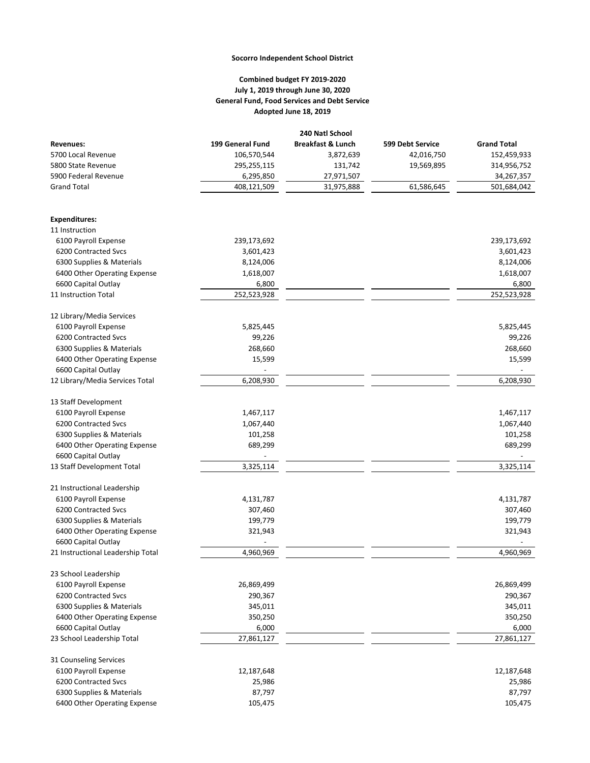**Socorro Independent School District**

**Combined budget FY 2019-2020**
**July 1, 2019 through June 30, 2020**
**General Fund, Food Services and Debt Service**
**Adopted June 18, 2019**

| **Revenues:** | **199 General Fund** | **240 Natl School Breakfast & Lunch** | **599 Debt Service** | **Grand Total** |
|---|---|---|---|---|
| 5700 Local Revenue | 106,570,544 | 3,872,639 | 42,016,750 | 152,459,933 |
| 5800 State Revenue | 295,255,115 | 131,742 | 19,569,895 | 314,956,752 |
| 5900 Federal Revenue | 6,295,850 | 27,971,507 | | 34,267,357 |
| Grand Total | 408,121,509 | 31,975,888 | 61,586,645 | 501,684,042 |

| **Expenditures:** | **199 General Fund** | **240 Natl School Breakfast & Lunch** | **599 Debt Service** | **Grand Total** |
|---|---|---|---|---|
| 11 Instruction | | | | |
| 6100 Payroll Expense | 239,173,692 | | | 239,173,692 |
| 6200 Contracted Svcs | 3,601,423 | | | 3,601,423 |
| 6300 Supplies & Materials | 8,124,006 | | | 8,124,006 |
| 6400 Other Operating Expense | 1,618,007 | | | 1,618,007 |
| 6600 Capital Outlay | 6,800 | | | 6,800 |
| 11 Instruction Total | 252,523,928 | | | 252,523,928 |
| 12 Library/Media Services | | | | |
| 6100 Payroll Expense | 5,825,445 | | | 5,825,445 |
| 6200 Contracted Svcs | 99,226 | | | 99,226 |
| 6300 Supplies & Materials | 268,660 | | | 268,660 |
| 6400 Other Operating Expense | 15,599 | | | 15,599 |
| 6600 Capital Outlay | - | | | - |
| 12 Library/Media Services Total | 6,208,930 | | | 6,208,930 |
| 13 Staff Development | | | | |
| 6100 Payroll Expense | 1,467,117 | | | 1,467,117 |
| 6200 Contracted Svcs | 1,067,440 | | | 1,067,440 |
| 6300 Supplies & Materials | 101,258 | | | 101,258 |
| 6400 Other Operating Expense | 689,299 | | | 689,299 |
| 6600 Capital Outlay | - | | | - |
| 13 Staff Development Total | 3,325,114 | | | 3,325,114 |
| 21 Instructional Leadership | | | | |
| 6100 Payroll Expense | 4,131,787 | | | 4,131,787 |
| 6200 Contracted Svcs | 307,460 | | | 307,460 |
| 6300 Supplies & Materials | 199,779 | | | 199,779 |
| 6400 Other Operating Expense | 321,943 | | | 321,943 |
| 6600 Capital Outlay | - | | | - |
| 21 Instructional Leadership Total | 4,960,969 | | | 4,960,969 |
| 23 School Leadership | | | | |
| 6100 Payroll Expense | 26,869,499 | | | 26,869,499 |
| 6200 Contracted Svcs | 290,367 | | | 290,367 |
| 6300 Supplies & Materials | 345,011 | | | 345,011 |
| 6400 Other Operating Expense | 350,250 | | | 350,250 |
| 6600 Capital Outlay | 6,000 | | | 6,000 |
| 23 School Leadership Total | 27,861,127 | | | 27,861,127 |
| 31 Counseling Services | | | | |
| 6100 Payroll Expense | 12,187,648 | | | 12,187,648 |
| 6200 Contracted Svcs | 25,986 | | | 25,986 |
| 6300 Supplies & Materials | 87,797 | | | 87,797 |
| 6400 Other Operating Expense | 105,475 | | | 105,475 |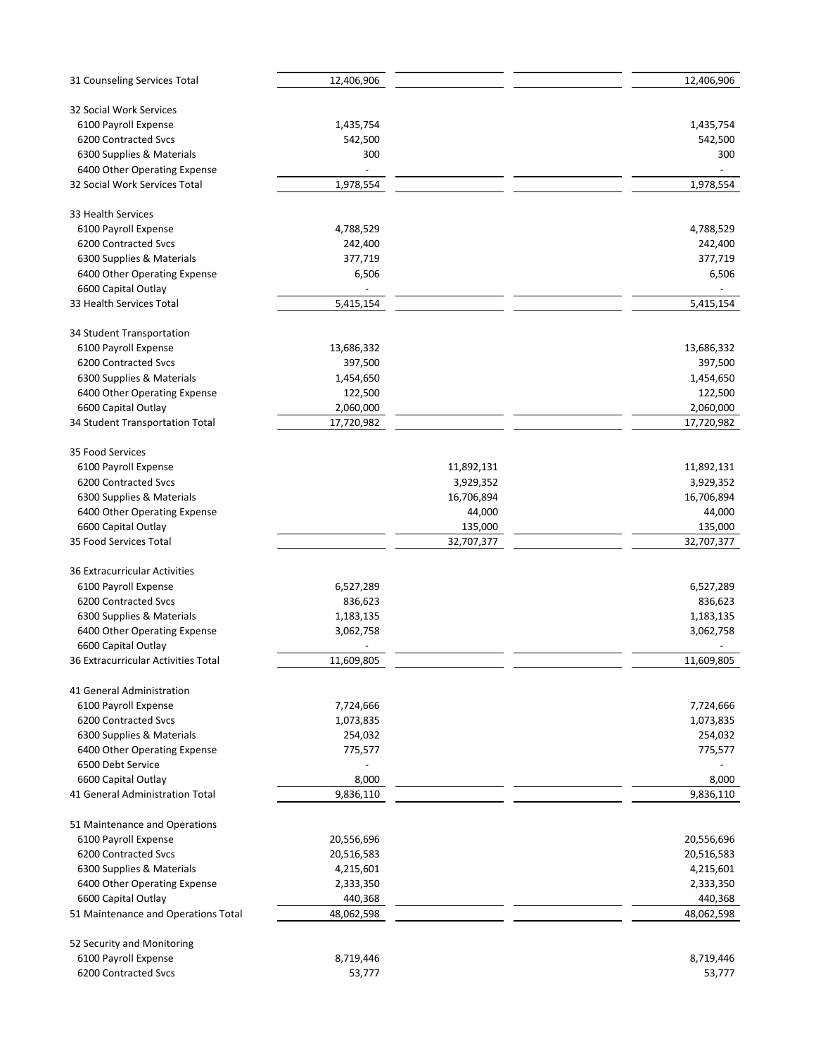| | | | | |
|---|---|---|---|---|
| 31 Counseling Services Total | 12,406,906 | | | 12,406,906 |
| | | | | |
| 32 Social Work Services | | | | |
| 6100 Payroll Expense | 1,435,754 | | | 1,435,754 |
| 6200 Contracted Svcs | 542,500 | | | 542,500 |
| 6300 Supplies & Materials | 300 | | | 300 |
| 6400 Other Operating Expense | - | | | - |
| 32 Social Work Services Total | 1,978,554 | | | 1,978,554 |
| | | | | |
| 33 Health Services | | | | |
| 6100 Payroll Expense | 4,788,529 | | | 4,788,529 |
| 6200 Contracted Svcs | 242,400 | | | 242,400 |
| 6300 Supplies & Materials | 377,719 | | | 377,719 |
| 6400 Other Operating Expense | 6,506 | | | 6,506 |
| 6600 Capital Outlay | - | | | - |
| 33 Health Services Total | 5,415,154 | | | 5,415,154 |
| | | | | |
| 34 Student Transportation | | | | |
| 6100 Payroll Expense | 13,686,332 | | | 13,686,332 |
| 6200 Contracted Svcs | 397,500 | | | 397,500 |
| 6300 Supplies & Materials | 1,454,650 | | | 1,454,650 |
| 6400 Other Operating Expense | 122,500 | | | 122,500 |
| 6600 Capital Outlay | 2,060,000 | | | 2,060,000 |
| 34 Student Transportation Total | 17,720,982 | | | 17,720,982 |
| | | | | |
| 35 Food Services | | | | |
| 6100 Payroll Expense | | 11,892,131 | | 11,892,131 |
| 6200 Contracted Svcs | | 3,929,352 | | 3,929,352 |
| 6300 Supplies & Materials | | 16,706,894 | | 16,706,894 |
| 6400 Other Operating Expense | | 44,000 | | 44,000 |
| 6600 Capital Outlay | | 135,000 | | 135,000 |
| 35 Food Services Total | | 32,707,377 | | 32,707,377 |
| | | | | |
| 36 Extracurricular Activities | | | | |
| 6100 Payroll Expense | 6,527,289 | | | 6,527,289 |
| 6200 Contracted Svcs | 836,623 | | | 836,623 |
| 6300 Supplies & Materials | 1,183,135 | | | 1,183,135 |
| 6400 Other Operating Expense | 3,062,758 | | | 3,062,758 |
| 6600 Capital Outlay | - | | | - |
| 36 Extracurricular Activities Total | 11,609,805 | | | 11,609,805 |
| | | | | |
| 41 General Administration | | | | |
| 6100 Payroll Expense | 7,724,666 | | | 7,724,666 |
| 6200 Contracted Svcs | 1,073,835 | | | 1,073,835 |
| 6300 Supplies & Materials | 254,032 | | | 254,032 |
| 6400 Other Operating Expense | 775,577 | | | 775,577 |
| 6500 Debt Service | - | | | - |
| 6600 Capital Outlay | 8,000 | | | 8,000 |
| 41 General Administration Total | 9,836,110 | | | 9,836,110 |
| | | | | |
| 51 Maintenance and Operations | | | | |
| 6100 Payroll Expense | 20,556,696 | | | 20,556,696 |
| 6200 Contracted Svcs | 20,516,583 | | | 20,516,583 |
| 6300 Supplies & Materials | 4,215,601 | | | 4,215,601 |
| 6400 Other Operating Expense | 2,333,350 | | | 2,333,350 |
| 6600 Capital Outlay | 440,368 | | | 440,368 |
| 51 Maintenance and Operations Total | 48,062,598 | | | 48,062,598 |
| | | | | |
| 52 Security and Monitoring | | | | |
| 6100 Payroll Expense | 8,719,446 | | | 8,719,446 |
| 6200 Contracted Svcs | 53,777 | | | 53,777 |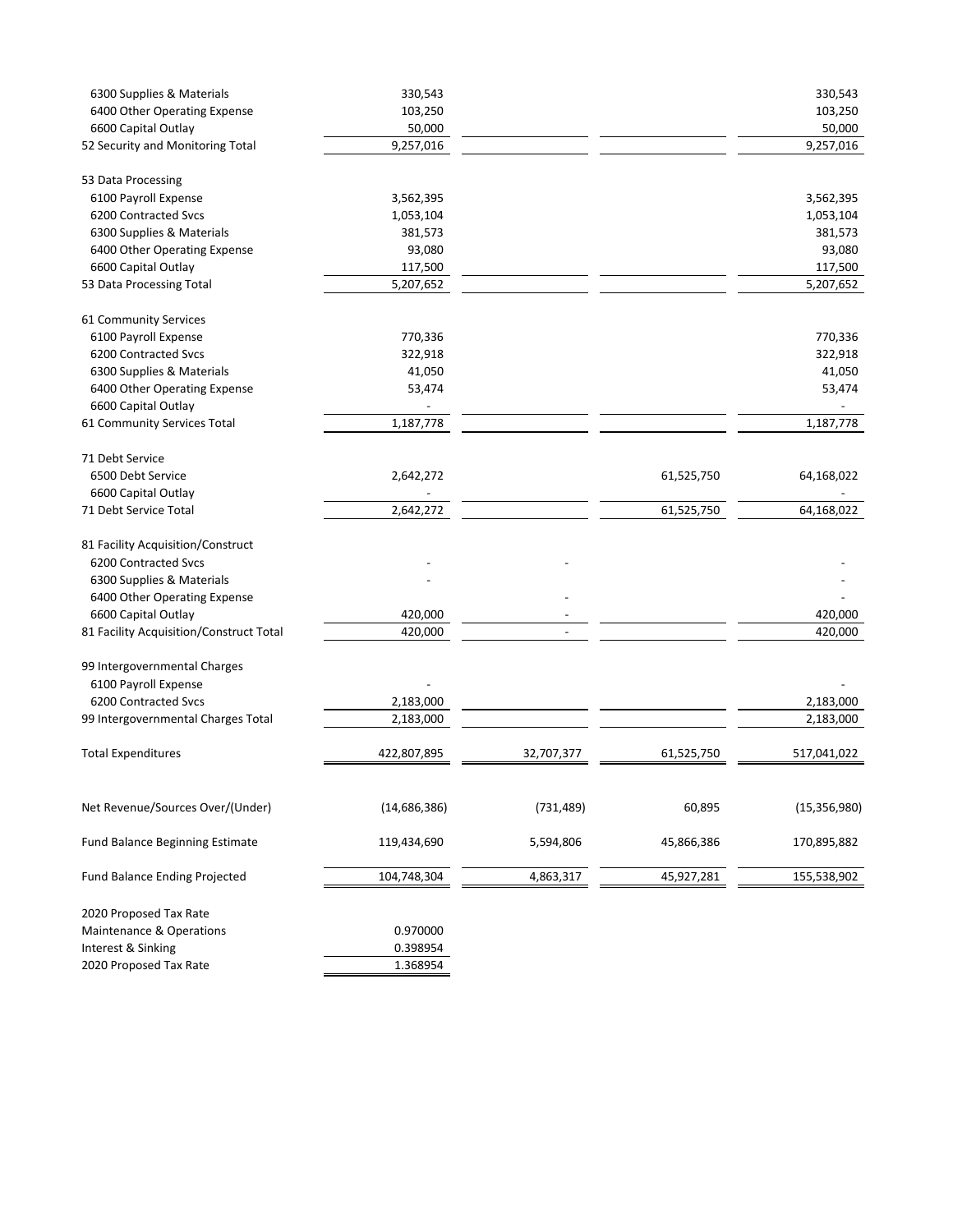| | | | | |
|---|---|---|---|---|
| 6300 Supplies & Materials | 330,543 | | | 330,543 |
| 6400 Other Operating Expense | 103,250 | | | 103,250 |
| 6600 Capital Outlay | 50,000 | | | 50,000 |
| 52 Security and Monitoring Total | 9,257,016 | | | 9,257,016 |
| | | | | |
| 53 Data Processing | | | | |
| 6100 Payroll Expense | 3,562,395 | | | 3,562,395 |
| 6200 Contracted Svcs | 1,053,104 | | | 1,053,104 |
| 6300 Supplies & Materials | 381,573 | | | 381,573 |
| 6400 Other Operating Expense | 93,080 | | | 93,080 |
| 6600 Capital Outlay | 117,500 | | | 117,500 |
| 53 Data Processing Total | 5,207,652 | | | 5,207,652 |
| | | | | |
| 61 Community Services | | | | |
| 6100 Payroll Expense | 770,336 | | | 770,336 |
| 6200 Contracted Svcs | 322,918 | | | 322,918 |
| 6300 Supplies & Materials | 41,050 | | | 41,050 |
| 6400 Other Operating Expense | 53,474 | | | 53,474 |
| 6600 Capital Outlay | - | | | - |
| 61 Community Services Total | 1,187,778 | | | 1,187,778 |
| | | | | |
| 71 Debt Service | | | | |
| 6500 Debt Service | 2,642,272 | | 61,525,750 | 64,168,022 |
| 6600 Capital Outlay | - | | | - |
| 71 Debt Service Total | 2,642,272 | | 61,525,750 | 64,168,022 |
| | | | | |
| 81 Facility Acquisition/Construct | | | | |
| 6200 Contracted Svcs | - | - | | - |
| 6300 Supplies & Materials | - | | | - |
| 6400 Other Operating Expense | | - | | - |
| 6600 Capital Outlay | 420,000 | - | | 420,000 |
| 81 Facility Acquisition/Construct Total | 420,000 | - | | 420,000 |
| | | | | |
| 99 Intergovernmental Charges | | | | |
| 6100 Payroll Expense | - | | | - |
| 6200 Contracted Svcs | 2,183,000 | | | 2,183,000 |
| 99 Intergovernmental Charges Total | 2,183,000 | | | 2,183,000 |
| | | | | |
| Total Expenditures | 422,807,895 | 32,707,377 | 61,525,750 | 517,041,022 |
| | | | | |
| Net Revenue/Sources Over/(Under) | (14,686,386) | (731,489) | 60,895 | (15,356,980) |
| | | | | |
| Fund Balance Beginning Estimate | 119,434,690 | 5,594,806 | 45,866,386 | 170,895,882 |
| | | | | |
| Fund Balance Ending Projected | 104,748,304 | 4,863,317 | 45,927,281 | 155,538,902 |
| | | | | |
| 2020 Proposed Tax Rate | | | | |
| Maintenance & Operations | 0.970000 | | | |
| Interest & Sinking | 0.398954 | | | |
| 2020 Proposed Tax Rate | 1.368954 | | | |